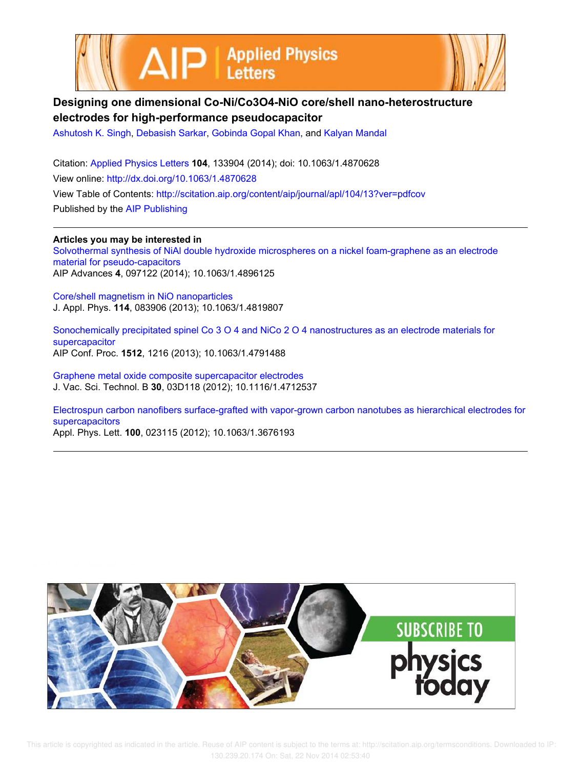# Designing one dimensional Co-Ni/Co3O4-NiO core/shell nano-heterostructure electrodes for high-performance pseudocapacitor

Ashutosh K. Singh, Debasish Sarkar, Gobinda Gopal Khan, and Kalyan Mandal

Citation: Applied Physics Letters **104**, 133904 (2014); doi: 10.1063/1.4870628

View online: http://dx.doi.org/10.1063/1.4870628

View Table of Contents: http://scitation.aip.org/content/aip/journal/apl/104/13?ver=pdfcov

Published by the AIP Publishing

---

**Articles you may be interested in**

Solvothermal synthesis of NiAl double hydroxide microspheres on a nickel foam-graphene as an electrode material for pseudo-capacitors
AIP Advances **4**, 097122 (2014); 10.1063/1.4896125

Core/shell magnetism in NiO nanoparticles
J. Appl. Phys. **114**, 083906 (2013); 10.1063/1.4819807

Sonochemically precipitated spinel Co 3 O 4 and NiCo 2 O 4 nanostructures as an electrode materials for supercapacitor
AIP Conf. Proc. **1512**, 1216 (2013); 10.1063/1.4791488

Graphene metal oxide composite supercapacitor electrodes
J. Vac. Sci. Technol. B **30**, 03D118 (2012); 10.1116/1.4712537

Electrospun carbon nanofibers surface-grafted with vapor-grown carbon nanotubes as hierarchical electrodes for supercapacitors
Appl. Phys. Lett. **100**, 023115 (2012); 10.1063/1.3676193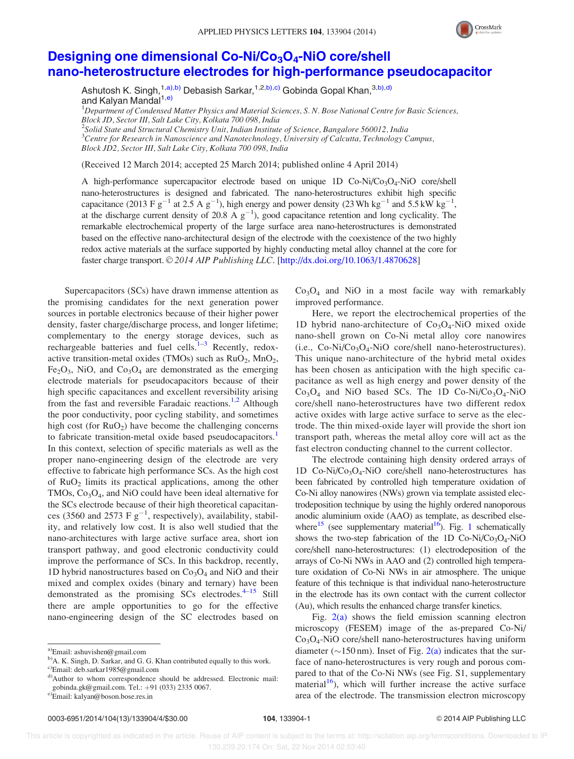# Designing one dimensional Co-Ni/$Co_3O_4$-NiO core/shell nano-heterostructure electrodes for high-performance pseudocapacitor

Ashutosh K. Singh,[1,a),b)] Debasish Sarkar,[1,2,b),c)] Gobinda Gopal Khan,[3,b),d)] and Kalyan Mandal[1,e)]

[1]Department of Condensed Matter Physics and Material Sciences, S. N. Bose National Centre for Basic Sciences, Block JD, Sector III, Salt Lake City, Kolkata 700 098, India
[2]Solid State and Structural Chemistry Unit, Indian Institute of Science, Bangalore 560012, India
[3]Centre for Research in Nanoscience and Nanotechnology, University of Calcutta, Technology Campus, Block JD2, Sector III, Salt Lake City, Kolkata 700 098, India

(Received 12 March 2014; accepted 25 March 2014; published online 4 April 2014)

A high-performance supercapacitor electrode based on unique 1D Co-Ni/$Co_3O_4$-NiO core/shell nano-heterostructures is designed and fabricated. The nano-heterostructures exhibit high specific capacitance (2013 F $g^{-1}$ at 2.5 A $g^{-1}$), high energy and power density (23 Wh $kg^{-1}$ and 5.5 kW $kg^{-1}$, at the discharge current density of 20.8 A $g^{-1}$), good capacitance retention and long cyclicality. The remarkable electrochemical property of the large surface area nano-heterostructures is demonstrated based on the effective nano-architectural design of the electrode with the coexistence of the two highly redox active materials at the surface supported by highly conducting metal alloy channel at the core for faster charge transport. © *2014 AIP Publishing LLC*. [http://dx.doi.org/10.1063/1.4870628]

Supercapacitors (SCs) have drawn immense attention as the promising candidates for the next generation power sources in portable electronics because of their higher power density, faster charge/discharge process, and longer lifetime; complementary to the energy storage devices, such as rechargeable batteries and fuel cells.[1–3] Recently, redox-active transition-metal oxides (TMOs) such as $RuO_2$, $MnO_2$, $Fe_2O_3$, NiO, and $Co_3O_4$ are demonstrated as the emerging electrode materials for pseudocapacitors because of their high specific capacitances and excellent reversibility arising from the fast and reversible Faradaic reactions.[1,2] Although the poor conductivity, poor cycling stability, and sometimes high cost (for $RuO_2$) have become the challenging concerns to fabricate transition-metal oxide based pseudocapacitors.[1] In this context, selection of specific materials as well as the proper nano-engineering design of the electrode are very effective to fabricate high performance SCs. As the high cost of $RuO_2$ limits its practical applications, among the other TMOs, $Co_3O_4$, and NiO could have been ideal alternative for the SCs electrode because of their high theoretical capacitances (3560 and 2573 F $g^{-1}$, respectively), availability, stability, and relatively low cost. It is also well studied that the nano-architectures with large active surface area, short ion transport pathway, and good electronic conductivity could improve the performance of SCs. In this backdrop, recently, 1D hybrid nanostructures based on $Co_3O_4$ and NiO and their mixed and complex oxides (binary and ternary) have been demonstrated as the promising SCs electrodes.[4–15] Still there are ample opportunities to go for the effective nano-engineering design of the SC electrodes based on $Co_3O_4$ and NiO in a most facile way with remarkably improved performance.

Here, we report the electrochemical properties of the 1D hybrid nano-architecture of $Co_3O_4$-NiO mixed oxide nano-shell grown on Co-Ni metal alloy core nanowires (i.e., Co-Ni/$Co_3O_4$-NiO core/shell nano-heterostructures). This unique nano-architecture of the hybrid metal oxides has been chosen as anticipation with the high specific capacitance as well as high energy and power density of the $Co_3O_4$ and NiO based SCs. The 1D Co-Ni/$Co_3O_4$-NiO core/shell nano-heterostructures have two different redox active oxides with large active surface to serve as the electrode. The thin mixed-oxide layer will provide the short ion transport path, whereas the metal alloy core will act as the fast electron conducting channel to the current collector.

The electrode containing high density ordered arrays of 1D Co-Ni/$Co_3O_4$-NiO core/shell nano-heterostructures has been fabricated by controlled high temperature oxidation of Co-Ni alloy nanowires (NWs) grown via template assisted electrodeposition technique by using the highly ordered nanoporous anodic aluminium oxide (AAO) as template, as described elsewhere[15] (see supplementary material[16]). Fig. 1 schematically shows the two-step fabrication of the 1D Co-Ni/$Co_3O_4$-NiO core/shell nano-heterostructures: (1) electrodeposition of the arrays of Co-Ni NWs in AAO and (2) controlled high temperature oxidation of Co-Ni NWs in air atmosphere. The unique feature of this technique is that individual nano-heterostructure in the electrode has its own contact with the current collector (Au), which results the enhanced charge transfer kinetics.

Fig. 2(a) shows the field emission scanning electron microscopy (FESEM) image of the as-prepared Co-Ni/$Co_3O_4$-NiO core/shell nano-heterostructures having uniform diameter (~150 nm). Inset of Fig. 2(a) indicates that the surface of nano-heterostructures is very rough and porous compared to that of the Co-Ni NWs (see Fig. S1, supplementary material[16]), which will further increase the active surface area of the electrode. The transmission electron microscopy

a)Email: ashuvishen@gmail.com
b)A. K. Singh, D. Sarkar, and G. G. Khan contributed equally to this work.
c)Email: deb.sarkar1985@gmail.com
d)Author to whom correspondence should be addressed. Electronic mail: gobinda.gk@gmail.com. Tel.: +91 (033) 2335 0067.
e)Email: kalyan@boson.bose.res.in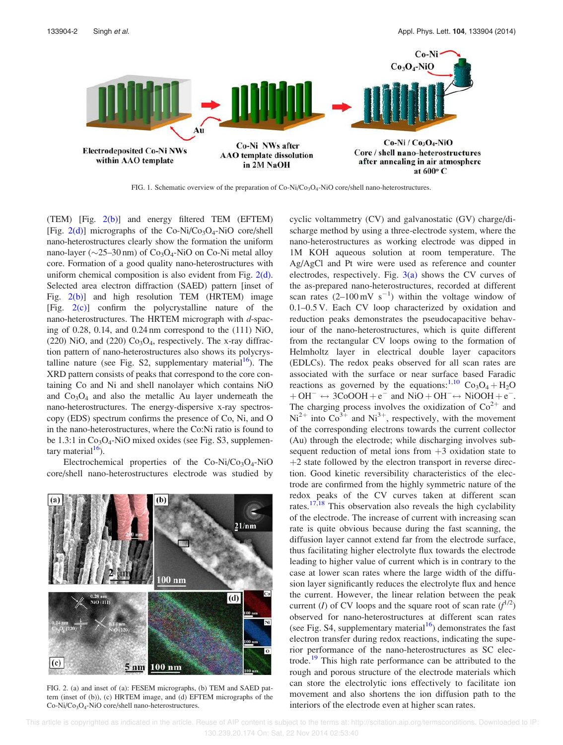FIG. 1. Schematic overview of the preparation of Co-Ni/$Co_3O_4$-NiO core/shell nano-heterostructures.

(TEM) [Fig. 2(b)] and energy filtered TEM (EFTEM) [Fig. 2(d)] micrographs of the Co-Ni/$Co_3O_4$-NiO core/shell nano-heterostructures clearly show the formation the uniform nano-layer (~25–30 nm) of $Co_3O_4$-NiO on Co-Ni metal alloy core. Formation of a good quality nano-heterostructures with uniform chemical composition is also evident from Fig. 2(d). Selected area electron diffraction (SAED) pattern [inset of Fig. 2(b)] and high resolution TEM (HRTEM) image [Fig. 2(c)] confirm the polycrystalline nature of the nano-heterostructures. The HRTEM micrograph with *d*-spacing of 0.28, 0.14, and 0.24 nm correspond to the (111) NiO, (220) NiO, and (220) $Co_3O_4$, respectively. The x-ray diffraction pattern of nano-heterostructures also shows its polycrystalline nature (see Fig. S2, supplementary material[16]). The XRD pattern consists of peaks that correspond to the core containing Co and Ni and shell nanolayer which contains NiO and $Co_3O_4$ and also the metallic Au layer underneath the nano-heterostructures. The energy-dispersive x-ray spectroscopy (EDS) spectrum confirms the presence of Co, Ni, and O in the nano-heterostructures, where the Co:Ni ratio is found to be 1.3:1 in $Co_3O_4$-NiO mixed oxides (see Fig. S3, supplementary material[16]).

Electrochemical properties of the Co-Ni/$Co_3O_4$-NiO core/shell nano-heterostructures electrode was studied by cyclic voltammetry (CV) and galvanostatic (GV) charge/discharge method by using a three-electrode system, where the nano-heterostructures as working electrode was dipped in 1M KOH aqueous solution at room temperature. The Ag/AgCl and Pt wire were used as reference and counter electrodes, respectively. Fig. 3(a) shows the CV curves of the as-prepared nano-heterostructures, recorded at different scan rates (2–100 mV $s^{-1}$) within the voltage window of 0.1–0.5 V. Each CV loop characterized by oxidation and reduction peaks demonstrates the pseudocapacitive behaviour of the nano-heterostructures, which is quite different from the rectangular CV loops owing to the formation of Helmholtz layer in electrical double layer capacitors (EDLCs). The redox peaks observed for all scan rates are associated with the surface or near surface based Faradic reactions as governed by the equations:[1,10] $Co_3O_4 + H_2O + OH^- \leftrightarrow 3CoOOH + e^-$ and $NiO + OH^- \leftrightarrow NiOOH + e^-$. The charging process involves the oxidization of $Co^{2+}$ and $Ni^{2+}$ into $Co^{3+}$ and $Ni^{3+}$, respectively, with the movement of the corresponding electrons towards the current collector (Au) through the electrode; while discharging involves subsequent reduction of metal ions from +3 oxidation state to +2 state followed by the electron transport in reverse direction. Good kinetic reversibility characteristics of the electrode are confirmed from the highly symmetric nature of the redox peaks of the CV curves taken at different scan rates.[17,18] This observation also reveals the high cyclability of the electrode. The increase of current with increasing scan rate is quite obvious because during the fast scanning, the diffusion layer cannot extend far from the electrode surface, thus facilitating higher electrolyte flux towards the electrode leading to higher value of current which is in contrary to the case at lower scan rates where the large width of the diffusion layer significantly reduces the electrolyte flux and hence the current. However, the linear relation between the peak current ($I$) of CV loops and the square root of scan rate ($f^{1/2}$) observed for nano-heterostructures at different scan rates (see Fig. S4, supplementary material[16]) demonstrates the fast electron transfer during redox reactions, indicating the superior performance of the nano-heterostructures as SC electrode.[19] This high rate performance can be attributed to the rough and porous structure of the electrode materials which can store the electrolytic ions effectively to facilitate ion movement and also shortens the ion diffusion path to the interiors of the electrode even at higher scan rates.

FIG. 2. (a) and inset of (a): FESEM micrographs, (b) TEM and SAED pattern (inset of (b)), (c) HRTEM image, and (d) EFTEM micrographs of the Co-Ni/$Co_3O_4$-NiO core/shell nano-heterostructures.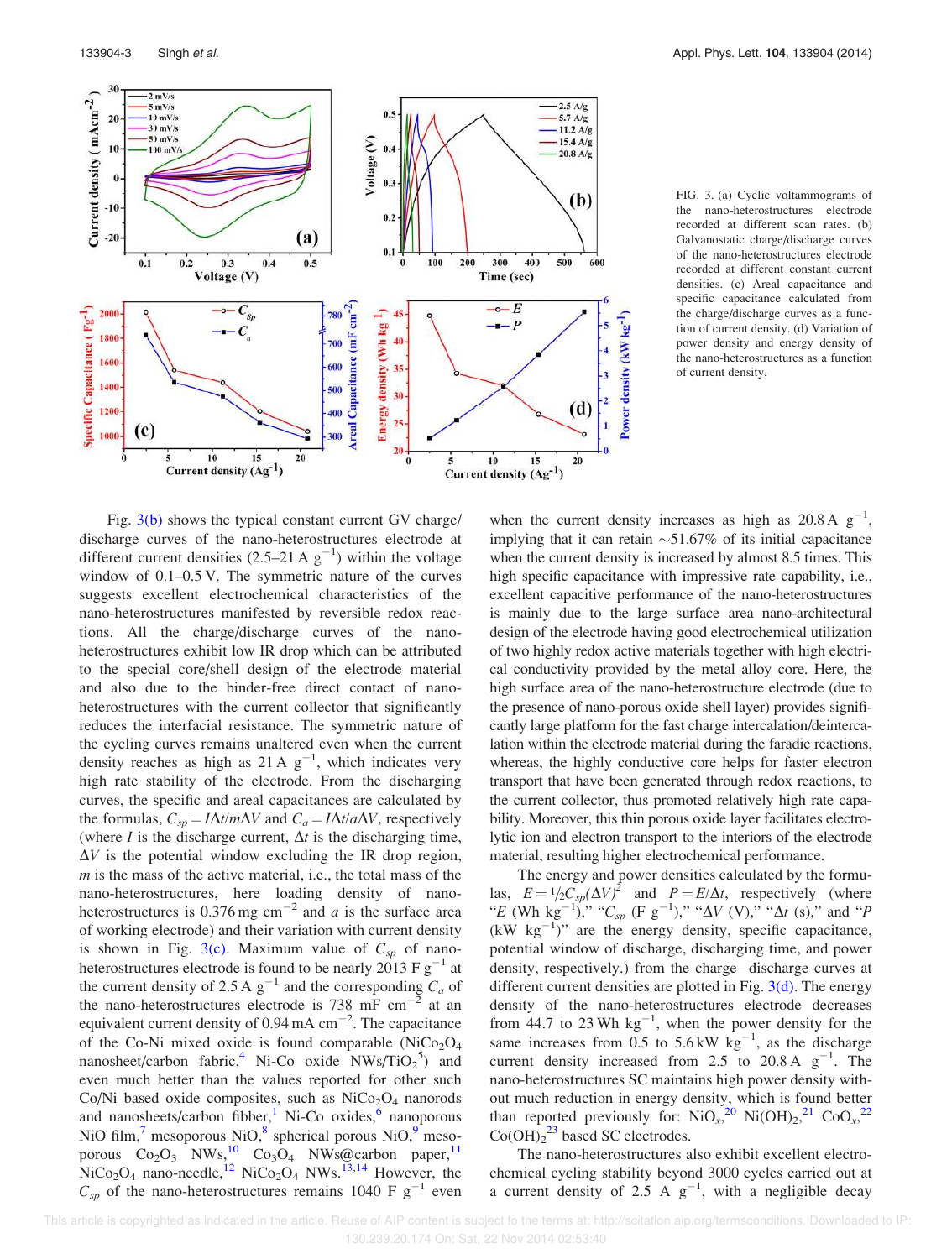FIG. 3. (a) Cyclic voltammograms of the nano-heterostructures electrode recorded at different scan rates. (b) Galvanostatic charge/discharge curves of the nano-heterostructures electrode recorded at different constant current densities. (c) Areal capacitance and specific capacitance calculated from the charge/discharge curves as a function of current density. (d) Variation of power density and energy density of the nano-heterostructures as a function of current density.

Fig. 3(b) shows the typical constant current GV charge/discharge curves of the nano-heterostructures electrode at different current densities (2.5–21 A $g^{-1}$) within the voltage window of 0.1–0.5 V. The symmetric nature of the curves suggests excellent electrochemical characteristics of the nano-heterostructures manifested by reversible redox reactions. All the charge/discharge curves of the nano-heterostructures exhibit low IR drop which can be attributed to the special core/shell design of the electrode material and also due to the binder-free direct contact of nano-heterostructures with the current collector that significantly reduces the interfacial resistance. The symmetric nature of the cycling curves remains unaltered even when the current density reaches as high as 21 A $g^{-1}$, which indicates very high rate stability of the electrode. From the discharging curves, the specific and areal capacitances are calculated by the formulas, $C_{sp} = I\Delta t/m\Delta V$ and $C_a = I\Delta t/a\Delta V$, respectively (where $I$ is the discharge current, $\Delta t$ is the discharging time, $\Delta V$ is the potential window excluding the IR drop region, $m$ is the mass of the active material, i.e., the total mass of the nano-heterostructures, here loading density of nano-heterostructures is 0.376 mg $cm^{-2}$ and $a$ is the surface area of working electrode) and their variation with current density is shown in Fig. 3(c). Maximum value of $C_{sp}$ of nano-heterostructures electrode is found to be nearly 2013 F $g^{-1}$ at the current density of 2.5 A $g^{-1}$ and the corresponding $C_a$ of the nano-heterostructures electrode is 738 mF $cm^{-2}$ at an equivalent current density of 0.94 mA $cm^{-2}$. The capacitance of the Co-Ni mixed oxide is found comparable ($NiCo_2O_4$ nanosheet/carbon fabric,[4] Ni-Co oxide NWs/$TiO_2$[5]) and even much better than the values reported for other such Co/Ni based oxide composites, such as $NiCo_2O_4$ nanorods and nanosheets/carbon fibber,[1] Ni-Co oxides,[6] nanoporous NiO film,[7] mesoporous NiO,[8] spherical porous NiO,[9] mesoporous $Co_2O_3$ NWs,[10] $Co_3O_4$ NWs@carbon paper,[11] $NiCo_2O_4$ nano-needle,[12] $NiCo_2O_4$ NWs.[13,14] However, the $C_{sp}$ of the nano-heterostructures remains 1040 F $g^{-1}$ even when the current density increases as high as 20.8 A $g^{-1}$, implying that it can retain ~51.67% of its initial capacitance when the current density is increased by almost 8.5 times. This high specific capacitance with impressive rate capability, i.e., excellent capacitive performance of the nano-heterostructures is mainly due to the large surface area nano-architectural design of the electrode having good electrochemical utilization of two highly redox active materials together with high electrical conductivity provided by the metal alloy core. Here, the high surface area of the nano-heterostructure electrode (due to the presence of nano-porous oxide shell layer) provides significantly large platform for the fast charge intercalation/deintercalation within the electrode material during the faradic reactions, whereas, the highly conductive core helps for faster electron transport that have been generated through redox reactions, to the current collector, thus promoted relatively high rate capability. Moreover, this thin porous oxide layer facilitates electrolytic ion and electron transport to the interiors of the electrode material, resulting higher electrochemical performance.

The energy and power densities calculated by the formulas, $E = \frac{1}{2}C_{sp}(\Delta V)^2$ and $P = E/\Delta t$, respectively (where "$E$ (Wh $kg^{-1}$)," "$C_{sp}$ (F $g^{-1}$)," "$\Delta V$ (V)," "$\Delta t$ (s)," and "$P$ (kW $kg^{-1}$)" are the energy density, specific capacitance, potential window of discharge, discharging time, and power density, respectively.) from the charge−discharge curves at different current densities are plotted in Fig. 3(d). The energy density of the nano-heterostructures electrode decreases from 44.7 to 23 Wh $kg^{-1}$, when the power density for the same increases from 0.5 to 5.6 kW $kg^{-1}$, as the discharge current density increased from 2.5 to 20.8 A $g^{-1}$. The nano-heterostructures SC maintains high power density without much reduction in energy density, which is found better than reported previously for: $NiO_x$,[20] $Ni(OH)_2$,[21] $CoO_x$,[22] $Co(OH)_2$[23] based SC electrodes.

The nano-heterostructures also exhibit excellent electrochemical cycling stability beyond 3000 cycles carried out at a current density of 2.5 A $g^{-1}$, with a negligible decay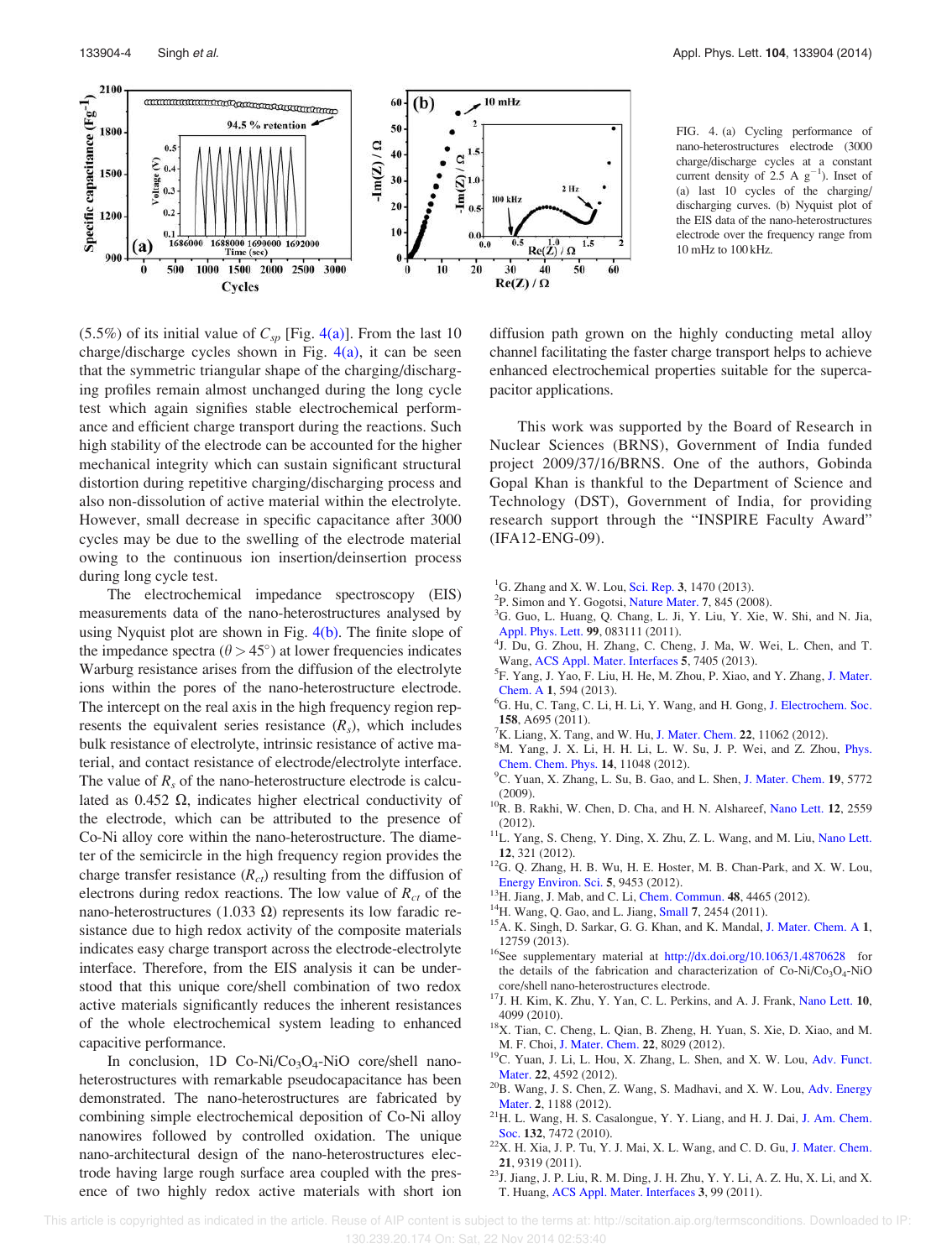FIG. 4(a) plot labels:
(a)
Specific capacitance (Fg$^{-1}$)
2100
1800
1500
1200
900
94.5 % retention
Cycles
0 500 1000 1500 2000 2500 3000
Inset: Voltage (V)
0.5
0.4
0.3
0.2
0.1
1686000 1688000 1690000 1692000
Time (sec)

FIG. 4(b) plot labels:
(b)
10 mHz
-Im(Z) / Ω
60
50
40
30
20
10
0
Re(Z) / Ω
0 10 20 30 40 50 60
Inset: -Im(Z) / Ω
2
1.5
1.0
0.5
0.0
Re(Z) / Ω
0.0 0.5 1.0 1.5 2
100 kHz
2 Hz

FIG. 4. (a) Cycling performance of nano-heterostructures electrode (3000 charge/discharge cycles at a constant current density of 2.5 A g$^{-1}$). Inset of (a) last 10 cycles of the charging/discharging curves. (b) Nyquist plot of the EIS data of the nano-heterostructures electrode over the frequency range from 10 mHz to 100 kHz.

(5.5%) of its initial value of $C_{sp}$ [Fig. 4(a)]. From the last 10 charge/discharge cycles shown in Fig. 4(a), it can be seen that the symmetric triangular shape of the charging/discharging profiles remain almost unchanged during the long cycle test which again signifies stable electrochemical performance and efficient charge transport during the reactions. Such high stability of the electrode can be accounted for the higher mechanical integrity which can sustain significant structural distortion during repetitive charging/discharging process and also non-dissolution of active material within the electrolyte. However, small decrease in specific capacitance after 3000 cycles may be due to the swelling of the electrode material owing to the continuous ion insertion/deinsertion process during long cycle test.

The electrochemical impedance spectroscopy (EIS) measurements data of the nano-heterostructures analysed by using Nyquist plot are shown in Fig. 4(b). The finite slope of the impedance spectra ($\theta > 45°$) at lower frequencies indicates Warburg resistance arises from the diffusion of the electrolyte ions within the pores of the nano-heterostructure electrode. The intercept on the real axis in the high frequency region represents the equivalent series resistance ($R_s$), which includes bulk resistance of electrolyte, intrinsic resistance of active material, and contact resistance of electrode/electrolyte interface. The value of $R_s$ of the nano-heterostructure electrode is calculated as 0.452 Ω, indicates higher electrical conductivity of the electrode, which can be attributed to the presence of Co-Ni alloy core within the nano-heterostructure. The diameter of the semicircle in the high frequency region provides the charge transfer resistance ($R_{ct}$) resulting from the diffusion of electrons during redox reactions. The low value of $R_{ct}$ of the nano-heterostructures (1.033 Ω) represents its low faradic resistance due to high redox activity of the composite materials indicates easy charge transport across the electrode-electrolyte interface. Therefore, from the EIS analysis it can be understood that this unique core/shell combination of two redox active materials significantly reduces the inherent resistances of the whole electrochemical system leading to enhanced capacitive performance.

In conclusion, 1D Co-Ni/$Co_3O_4$-NiO core/shell nano-heterostructures with remarkable pseudocapacitance has been demonstrated. The nano-heterostructures are fabricated by combining simple electrochemical deposition of Co-Ni alloy nanowires followed by controlled oxidation. The unique nano-architectural design of the nano-heterostructures electrode having large rough surface area coupled with the presence of two highly redox active materials with short ion diffusion path grown on the highly conducting metal alloy channel facilitating the faster charge transport helps to achieve enhanced electrochemical properties suitable for the supercapacitor applications.

This work was supported by the Board of Research in Nuclear Sciences (BRNS), Government of India funded project 2009/37/16/BRNS. One of the authors, Gobinda Gopal Khan is thankful to the Department of Science and Technology (DST), Government of India, for providing research support through the "INSPIRE Faculty Award" (IFA12-ENG-09).

[1] G. Zhang and X. W. Lou, Sci. Rep. **3**, 1470 (2013).
[2] P. Simon and Y. Gogotsi, Nature Mater. **7**, 845 (2008).
[3] G. Guo, L. Huang, Q. Chang, L. Ji, Y. Liu, Y. Xie, W. Shi, and N. Jia, Appl. Phys. Lett. **99**, 083111 (2011).
[4] J. Du, G. Zhou, H. Zhang, C. Cheng, J. Ma, W. Wei, L. Chen, and T. Wang, ACS Appl. Mater. Interfaces **5**, 7405 (2013).
[5] F. Yang, J. Yao, F. Liu, H. He, M. Zhou, P. Xiao, and Y. Zhang, J. Mater. Chem. A **1**, 594 (2013).
[6] G. Hu, C. Tang, C. Li, H. Li, Y. Wang, and H. Gong, J. Electrochem. Soc. **158**, A695 (2011).
[7] K. Liang, X. Tang, and W. Hu, J. Mater. Chem. **22**, 11062 (2012).
[8] M. Yang, J. X. Li, H. H. Li, L. W. Su, J. P. Wei, and Z. Zhou, Phys. Chem. Chem. Phys. **14**, 11048 (2012).
[9] C. Yuan, X. Zhang, L. Su, B. Gao, and L. Shen, J. Mater. Chem. **19**, 5772 (2009).
[10] R. B. Rakhi, W. Chen, D. Cha, and H. N. Alshareef, Nano Lett. **12**, 2559 (2012).
[11] L. Yang, S. Cheng, Y. Ding, X. Zhu, Z. L. Wang, and M. Liu, Nano Lett. **12**, 321 (2012).
[12] G. Q. Zhang, H. B. Wu, H. E. Hoster, M. B. Chan-Park, and X. W. Lou, Energy Environ. Sci. **5**, 9453 (2012).
[13] H. Jiang, J. Mab, and C. Li, Chem. Commun. **48**, 4465 (2012).
[14] H. Wang, Q. Gao, and L. Jiang, Small **7**, 2454 (2011).
[15] A. K. Singh, D. Sarkar, G. G. Khan, and K. Mandal, J. Mater. Chem. A **1**, 12759 (2013).
[16] See supplementary material at http://dx.doi.org/10.1063/1.4870628 for the details of the fabrication and characterization of Co-Ni/$Co_3O_4$-NiO core/shell nano-heterostructures electrode.
[17] J. H. Kim, K. Zhu, Y. Yan, C. L. Perkins, and A. J. Frank, Nano Lett. **10**, 4099 (2010).
[18] X. Tian, C. Cheng, L. Qian, B. Zheng, H. Yuan, S. Xie, D. Xiao, and M. F. Choi, J. Mater. Chem. **22**, 8029 (2012).
[19] C. Yuan, J. Li, L. Hou, X. Zhang, L. Shen, and X. W. Lou, Adv. Funct. Mater. **22**, 4592 (2012).
[20] B. Wang, J. S. Chen, Z. Wang, S. Madhavi, and X. W. Lou, Adv. Energy Mater. **2**, 1188 (2012).
[21] H. L. Wang, H. S. Casalongue, Y. Y. Liang, and H. J. Dai, J. Am. Chem. Soc. **132**, 7472 (2010).
[22] X. H. Xia, J. P. Tu, Y. J. Mai, X. L. Wang, and C. D. Gu, J. Mater. Chem. **21**, 9319 (2011).
[23] J. Jiang, J. P. Liu, R. M. Ding, J. H. Zhu, Y. Y. Li, A. Z. Hu, X. Li, and X. T. Huang, ACS Appl. Mater. Interfaces **3**, 99 (2011).